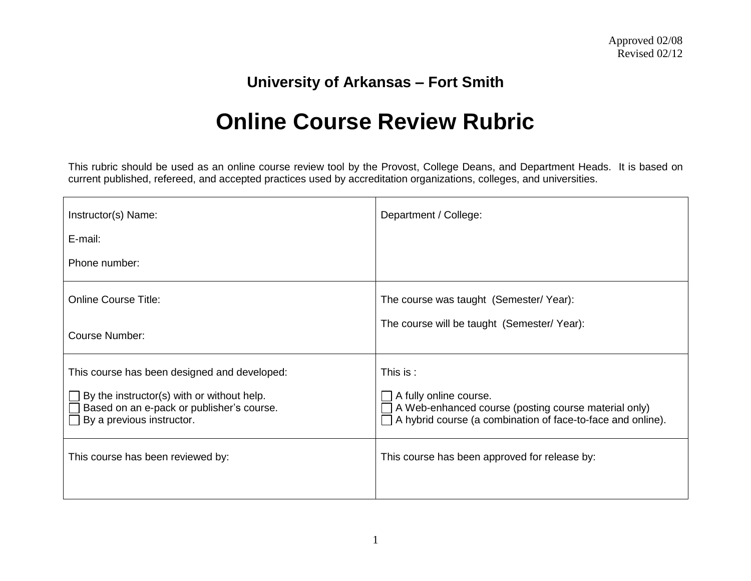Approved 02/08
Revised 02/12

## University of Arkansas – Fort Smith

# Online Course Review Rubric

This rubric should be used as an online course review tool by the Provost, College Deans, and Department Heads. It is based on current published, refereed, and accepted practices used by accreditation organizations, colleges, and universities.

| | |
|---|---|
| Instructor(s) Name:<br><br>E-mail:<br><br>Phone number: | Department / College: |
| Online Course Title:<br><br>Course Number: | The course was taught (Semester/ Year):<br><br>The course will be taught (Semester/ Year): |
| This course has been designed and developed:<br><br>☐ By the instructor(s) with or without help.<br>☐ Based on an e-pack or publisher's course.<br>☐ By a previous instructor. | This is :<br><br>☐ A fully online course.<br>☐ A Web-enhanced course (posting course material only)<br>☐ A hybrid course (a combination of face-to-face and online). |
| This course has been reviewed by: | This course has been approved for release by: |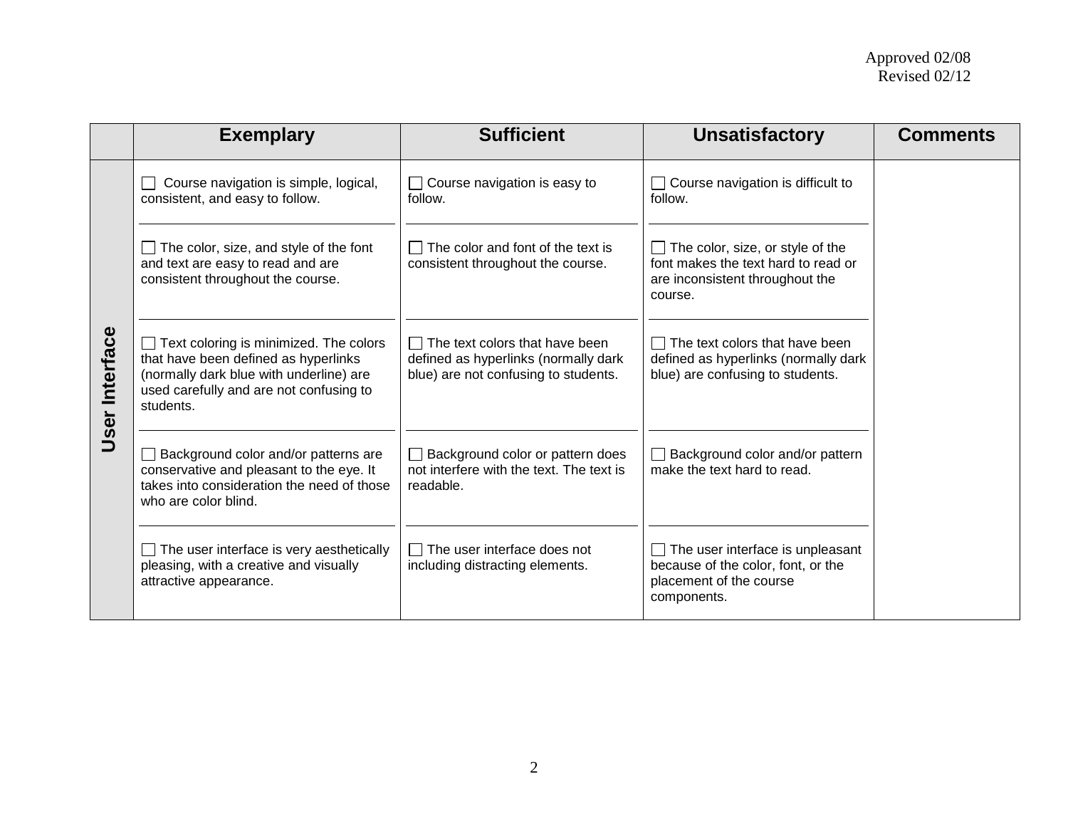Approved 02/08
Revised 02/12

| | Exemplary | Sufficient | Unsatisfactory | Comments |
|---|---|---|---|---|
| **User Interface** | ☐ Course navigation is simple, logical, consistent, and easy to follow. | ☐ Course navigation is easy to follow. | ☐ Course navigation is difficult to follow. | |
| | ☐ The color, size, and style of the font and text are easy to read and are consistent throughout the course. | ☐ The color and font of the text is consistent throughout the course. | ☐ The color, size, or style of the font makes the text hard to read or are inconsistent throughout the course. | |
| | ☐ Text coloring is minimized. The colors that have been defined as hyperlinks (normally dark blue with underline) are used carefully and are not confusing to students. | ☐ The text colors that have been defined as hyperlinks (normally dark blue) are not confusing to students. | ☐ The text colors that have been defined as hyperlinks (normally dark blue) are confusing to students. | |
| | ☐ Background color and/or patterns are conservative and pleasant to the eye. It takes into consideration the need of those who are color blind. | ☐ Background color or pattern does not interfere with the text. The text is readable. | ☐ Background color and/or pattern make the text hard to read. | |
| | ☐ The user interface is very aesthetically pleasing, with a creative and visually attractive appearance. | ☐ The user interface does not including distracting elements. | ☐ The user interface is unpleasant because of the color, font, or the placement of the course components. | |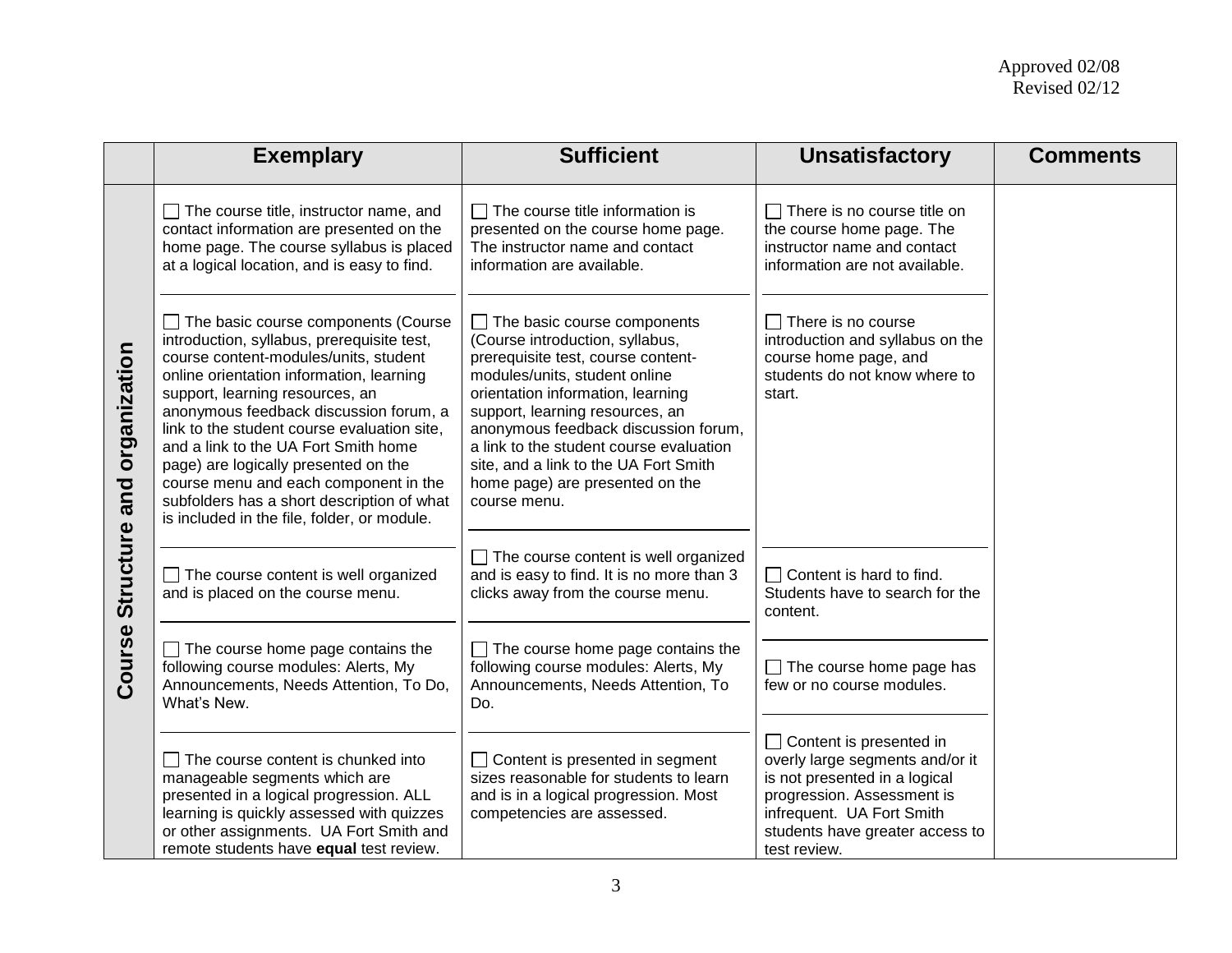Approved 02/08
Revised 02/12

| | Exemplary | Sufficient | Unsatisfactory | Comments |
|---|---|---|---|---|
| **Course Structure and organization** | ☐ The course title, instructor name, and contact information are presented on the home page. The course syllabus is placed at a logical location, and is easy to find. | ☐ The course title information is presented on the course home page. The instructor name and contact information are available. | ☐ There is no course title on the course home page. The instructor name and contact information are not available. | |
| | ☐ The basic course components (Course introduction, syllabus, prerequisite test, course content-modules/units, student online orientation information, learning support, learning resources, an anonymous feedback discussion forum, a link to the student course evaluation site, and a link to the UA Fort Smith home page) are logically presented on the course menu and each component in the subfolders has a short description of what is included in the file, folder, or module. | ☐ The basic course components (Course introduction, syllabus, prerequisite test, course content-modules/units, student online orientation information, learning support, learning resources, an anonymous feedback discussion forum, a link to the student course evaluation site, and a link to the UA Fort Smith home page) are presented on the course menu. | ☐ There is no course introduction and syllabus on the course home page, and students do not know where to start. | |
| | ☐ The course content is well organized and is placed on the course menu. | ☐ The course content is well organized and is easy to find. It is no more than 3 clicks away from the course menu. | ☐ Content is hard to find. Students have to search for the content. | |
| | ☐ The course home page contains the following course modules: Alerts, My Announcements, Needs Attention, To Do, What's New. | ☐ The course home page contains the following course modules: Alerts, My Announcements, Needs Attention, To Do. | ☐ The course home page has few or no course modules. | |
| | ☐ The course content is chunked into manageable segments which are presented in a logical progression. ALL learning is quickly assessed with quizzes or other assignments. UA Fort Smith and remote students have **equal** test review. | ☐ Content is presented in segment sizes reasonable for students to learn and is in a logical progression. Most competencies are assessed. | ☐ Content is presented in overly large segments and/or it is not presented in a logical progression. Assessment is infrequent. UA Fort Smith students have greater access to test review. | |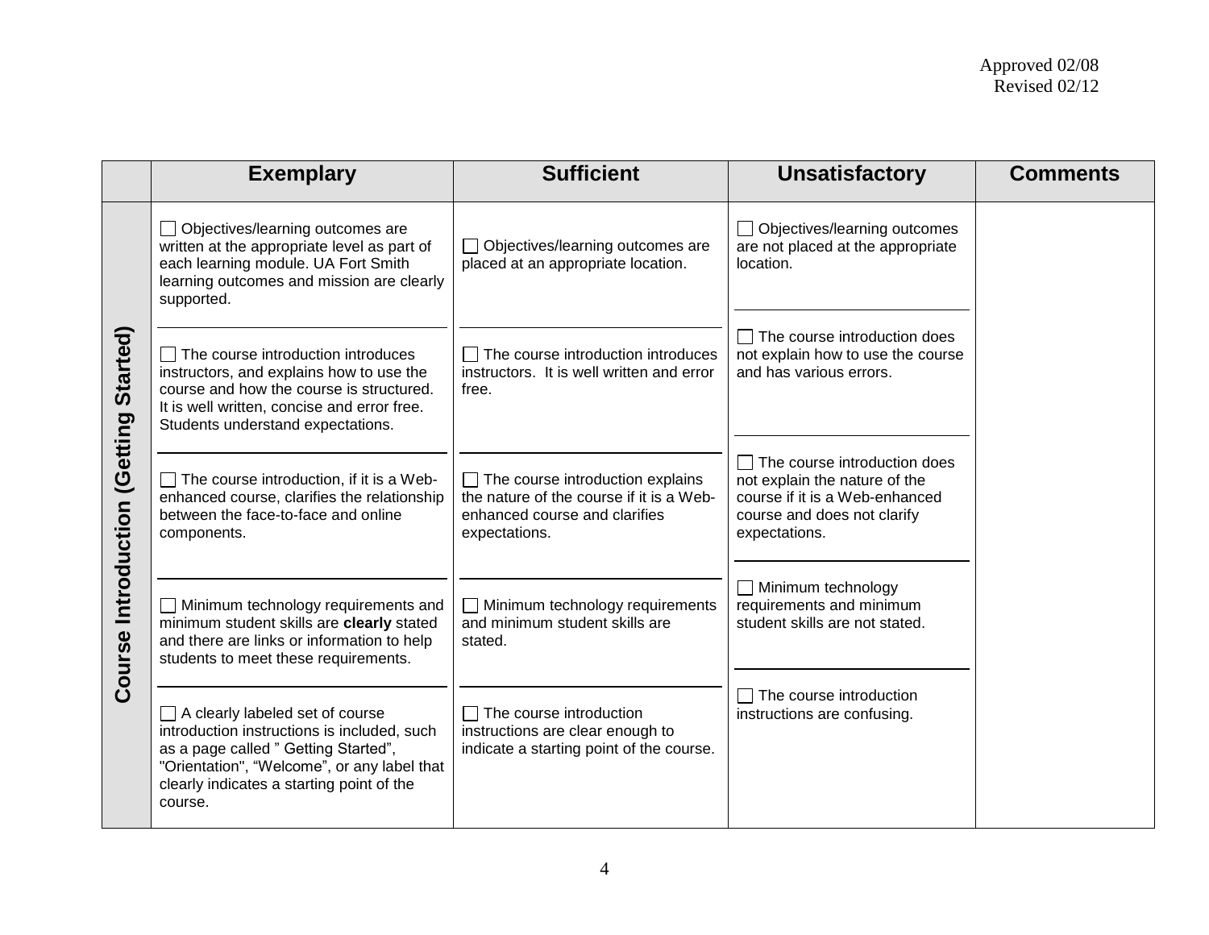Approved 02/08
Revised 02/12

| | Exemplary | Sufficient | Unsatisfactory | Comments |
|---|---|---|---|---|
| **Course Introduction (Getting Started)** | ☐ Objectives/learning outcomes are written at the appropriate level as part of each learning module. UA Fort Smith learning outcomes and mission are clearly supported. | ☐ Objectives/learning outcomes are placed at an appropriate location. | ☐ Objectives/learning outcomes are not placed at the appropriate location. | |
| | ☐ The course introduction introduces instructors, and explains how to use the course and how the course is structured. It is well written, concise and error free. Students understand expectations. | ☐ The course introduction introduces instructors. It is well written and error free. | ☐ The course introduction does not explain how to use the course and has various errors. | |
| | ☐ The course introduction, if it is a Web-enhanced course, clarifies the relationship between the face-to-face and online components. | ☐ The course introduction explains the nature of the course if it is a Web-enhanced course and clarifies expectations. | ☐ The course introduction does not explain the nature of the course if it is a Web-enhanced course and does not clarify expectations. | |
| | ☐ Minimum technology requirements and minimum student skills are **clearly** stated and there are links or information to help students to meet these requirements. | ☐ Minimum technology requirements and minimum student skills are stated. | ☐ Minimum technology requirements and minimum student skills are not stated. | |
| | ☐ A clearly labeled set of course introduction instructions is included, such as a page called " Getting Started", "Orientation", "Welcome", or any label that clearly indicates a starting point of the course. | ☐ The course introduction instructions are clear enough to indicate a starting point of the course. | ☐ The course introduction instructions are confusing. | |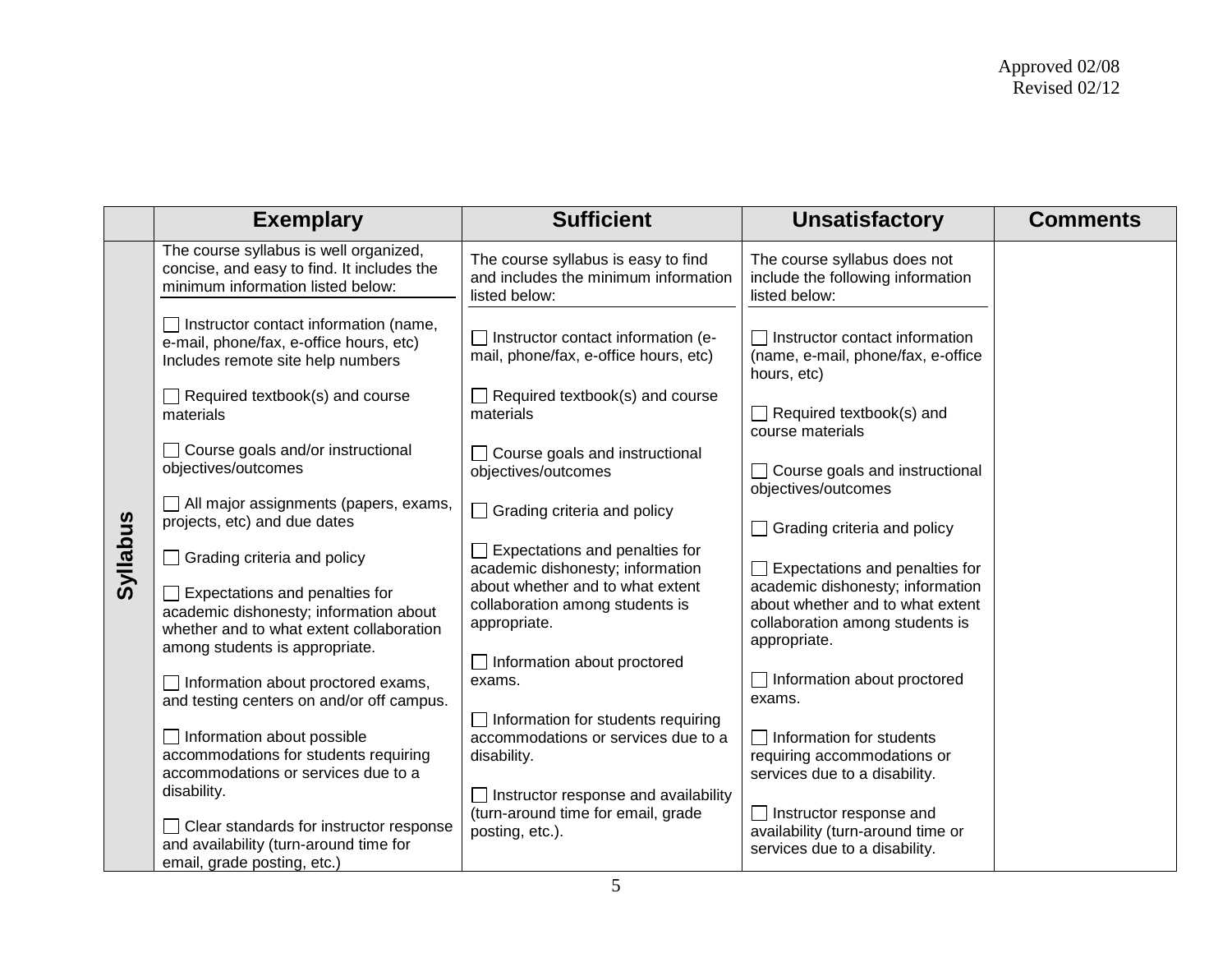Approved 02/08
Revised 02/12

| | Exemplary | Sufficient | Unsatisfactory | Comments |
|---|---|---|---|---|
| **Syllabus** | The course syllabus is well organized, concise, and easy to find. It includes the minimum information listed below:<br><br>☐ Instructor contact information (name, e-mail, phone/fax, e-office hours, etc) Includes remote site help numbers<br><br>☐ Required textbook(s) and course materials<br><br>☐ Course goals and/or instructional objectives/outcomes<br><br>☐ All major assignments (papers, exams, projects, etc) and due dates<br><br>☐ Grading criteria and policy<br><br>☐ Expectations and penalties for academic dishonesty; information about whether and to what extent collaboration among students is appropriate.<br><br>☐ Information about proctored exams, and testing centers on and/or off campus.<br><br>☐ Information about possible accommodations for students requiring accommodations or services due to a disability.<br><br>☐ Clear standards for instructor response and availability (turn-around time for email, grade posting, etc.) | The course syllabus is easy to find and includes the minimum information listed below:<br><br>☐ Instructor contact information (e-mail, phone/fax, e-office hours, etc)<br><br>☐ Required textbook(s) and course materials<br><br>☐ Course goals and instructional objectives/outcomes<br><br>☐ Grading criteria and policy<br><br>☐ Expectations and penalties for academic dishonesty; information about whether and to what extent collaboration among students is appropriate.<br><br>☐ Information about proctored exams.<br><br>☐ Information for students requiring accommodations or services due to a disability.<br><br>☐ Instructor response and availability (turn-around time for email, grade posting, etc.). | The course syllabus does not include the following information listed below:<br><br>☐ Instructor contact information (name, e-mail, phone/fax, e-office hours, etc)<br><br>☐ Required textbook(s) and course materials<br><br>☐ Course goals and instructional objectives/outcomes<br><br>☐ Grading criteria and policy<br><br>☐ Expectations and penalties for academic dishonesty; information about whether and to what extent collaboration among students is appropriate.<br><br>☐ Information about proctored exams.<br><br>☐ Information for students requiring accommodations or services due to a disability.<br><br>☐ Instructor response and availability (turn-around time or services due to a disability. | |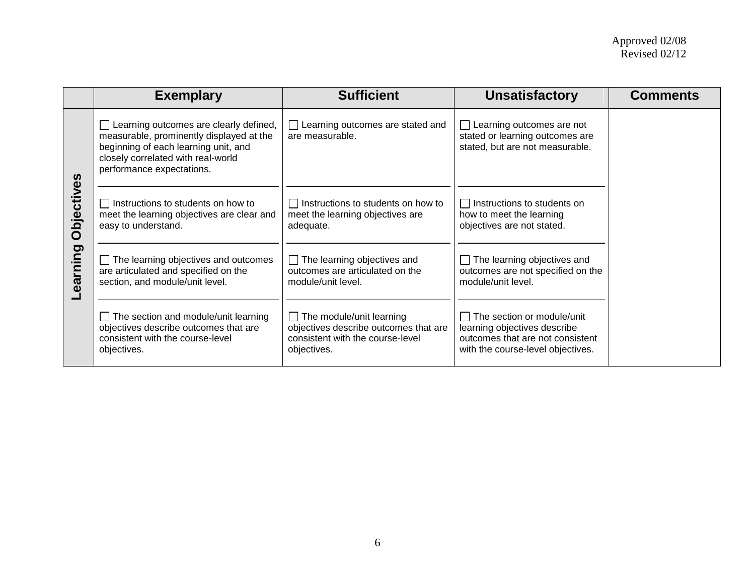Approved 02/08
Revised 02/12

| | Exemplary | Sufficient | Unsatisfactory | Comments |
|---|---|---|---|---|
| **Learning Objectives** | ☐ Learning outcomes are clearly defined, measurable, prominently displayed at the beginning of each learning unit, and closely correlated with real-world performance expectations. | ☐ Learning outcomes are stated and are measurable. | ☐ Learning outcomes are not stated or learning outcomes are stated, but are not measurable. | |
| | ☐ Instructions to students on how to meet the learning objectives are clear and easy to understand. | ☐ Instructions to students on how to meet the learning objectives are adequate. | ☐ Instructions to students on how to meet the learning objectives are not stated. | |
| | ☐ The learning objectives and outcomes are articulated and specified on the section, and module/unit level. | ☐ The learning objectives and outcomes are articulated on the module/unit level. | ☐ The learning objectives and outcomes are not specified on the module/unit level. | |
| | ☐ The section and module/unit learning objectives describe outcomes that are consistent with the course-level objectives. | ☐ The module/unit learning objectives describe outcomes that are consistent with the course-level objectives. | ☐ The section or module/unit learning objectives describe outcomes that are not consistent with the course-level objectives. | |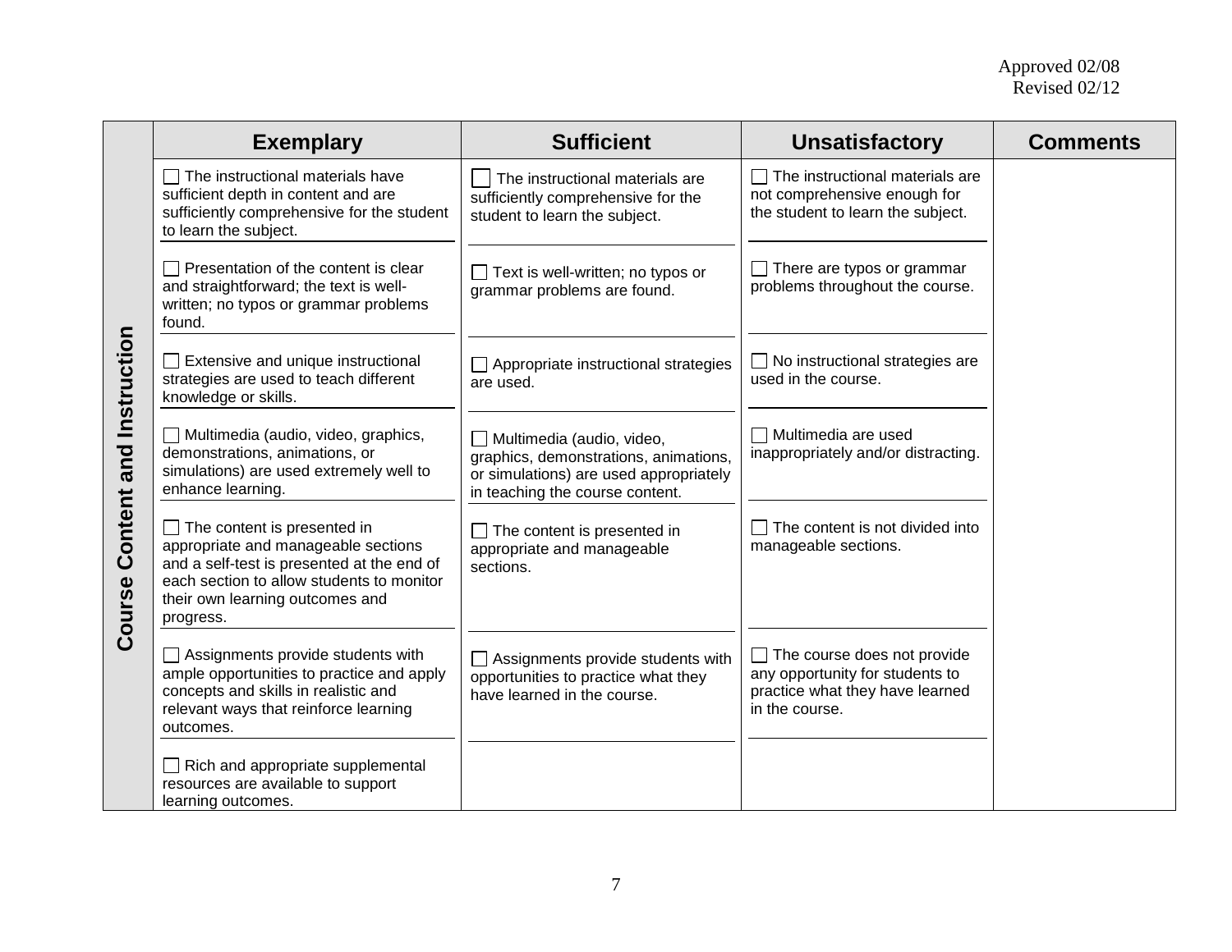Approved 02/08
Revised 02/12

| | Exemplary | Sufficient | Unsatisfactory | Comments |
|---|---|---|---|---|
| **Course Content and Instruction** | ☐ The instructional materials have sufficient depth in content and are sufficiently comprehensive for the student to learn the subject. | ☐ The instructional materials are sufficiently comprehensive for the student to learn the subject. | ☐ The instructional materials are not comprehensive enough for the student to learn the subject. | |
| | ☐ Presentation of the content is clear and straightforward; the text is well-written; no typos or grammar problems found. | ☐ Text is well-written; no typos or grammar problems are found. | ☐ There are typos or grammar problems throughout the course. | |
| | ☐ Extensive and unique instructional strategies are used to teach different knowledge or skills. | ☐ Appropriate instructional strategies are used. | ☐ No instructional strategies are used in the course. | |
| | ☐ Multimedia (audio, video, graphics, demonstrations, animations, or simulations) are used extremely well to enhance learning. | ☐ Multimedia (audio, video, graphics, demonstrations, animations, or simulations) are used appropriately in teaching the course content. | ☐ Multimedia are used inappropriately and/or distracting. | |
| | ☐ The content is presented in appropriate and manageable sections and a self-test is presented at the end of each section to allow students to monitor their own learning outcomes and progress. | ☐ The content is presented in appropriate and manageable sections. | ☐ The content is not divided into manageable sections. | |
| | ☐ Assignments provide students with ample opportunities to practice and apply concepts and skills in realistic and relevant ways that reinforce learning outcomes. | ☐ Assignments provide students with opportunities to practice what they have learned in the course. | ☐ The course does not provide any opportunity for students to practice what they have learned in the course. | |
| | ☐ Rich and appropriate supplemental resources are available to support learning outcomes. | | | |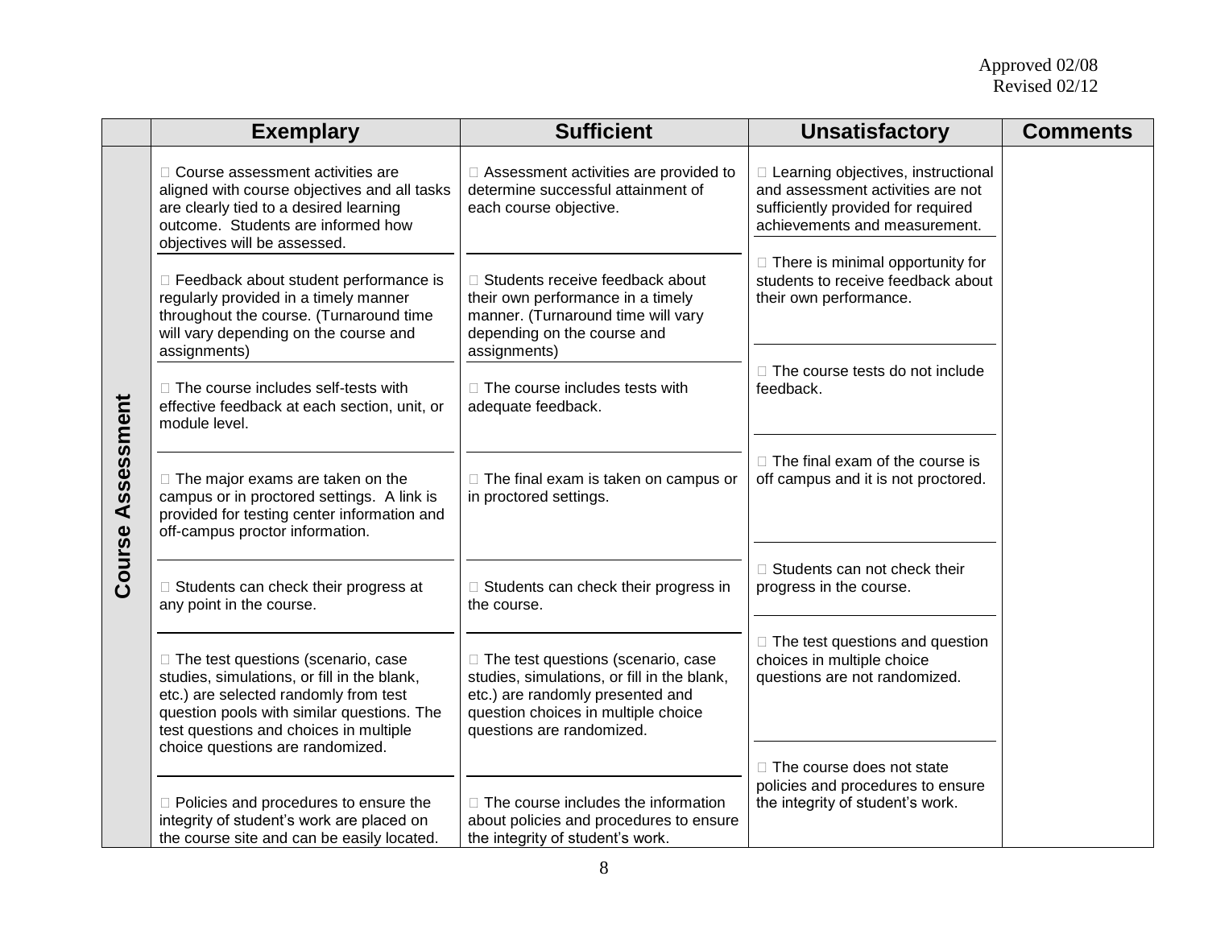Approved 02/08
Revised 02/12

| | Exemplary | Sufficient | Unsatisfactory | Comments |
|---|---|---|---|---|
| **Course Assessment** | □ Course assessment activities are aligned with course objectives and all tasks are clearly tied to a desired learning outcome. Students are informed how objectives will be assessed. | □ Assessment activities are provided to determine successful attainment of each course objective. | □ Learning objectives, instructional and assessment activities are not sufficiently provided for required achievements and measurement. | |
| | □ Feedback about student performance is regularly provided in a timely manner throughout the course. (Turnaround time will vary depending on the course and assignments) | □ Students receive feedback about their own performance in a timely manner. (Turnaround time will vary depending on the course and assignments) | □ There is minimal opportunity for students to receive feedback about their own performance. | |
| | □ The course includes self-tests with effective feedback at each section, unit, or module level. | □ The course includes tests with adequate feedback. | □ The course tests do not include feedback. | |
| | □ The major exams are taken on the campus or in proctored settings. A link is provided for testing center information and off-campus proctor information. | □ The final exam is taken on campus or in proctored settings. | □ The final exam of the course is off campus and it is not proctored. | |
| | □ Students can check their progress at any point in the course. | □ Students can check their progress in the course. | □ Students can not check their progress in the course. | |
| | □ The test questions (scenario, case studies, simulations, or fill in the blank, etc.) are selected randomly from test question pools with similar questions. The test questions and choices in multiple choice questions are randomized. | □ The test questions (scenario, case studies, simulations, or fill in the blank, etc.) are randomly presented and question choices in multiple choice questions are randomized. | □ The test questions and question choices in multiple choice questions are not randomized. | |
| | □ Policies and procedures to ensure the integrity of student's work are placed on the course site and can be easily located. | □ The course includes the information about policies and procedures to ensure the integrity of student's work. | □ The course does not state policies and procedures to ensure the integrity of student's work. | |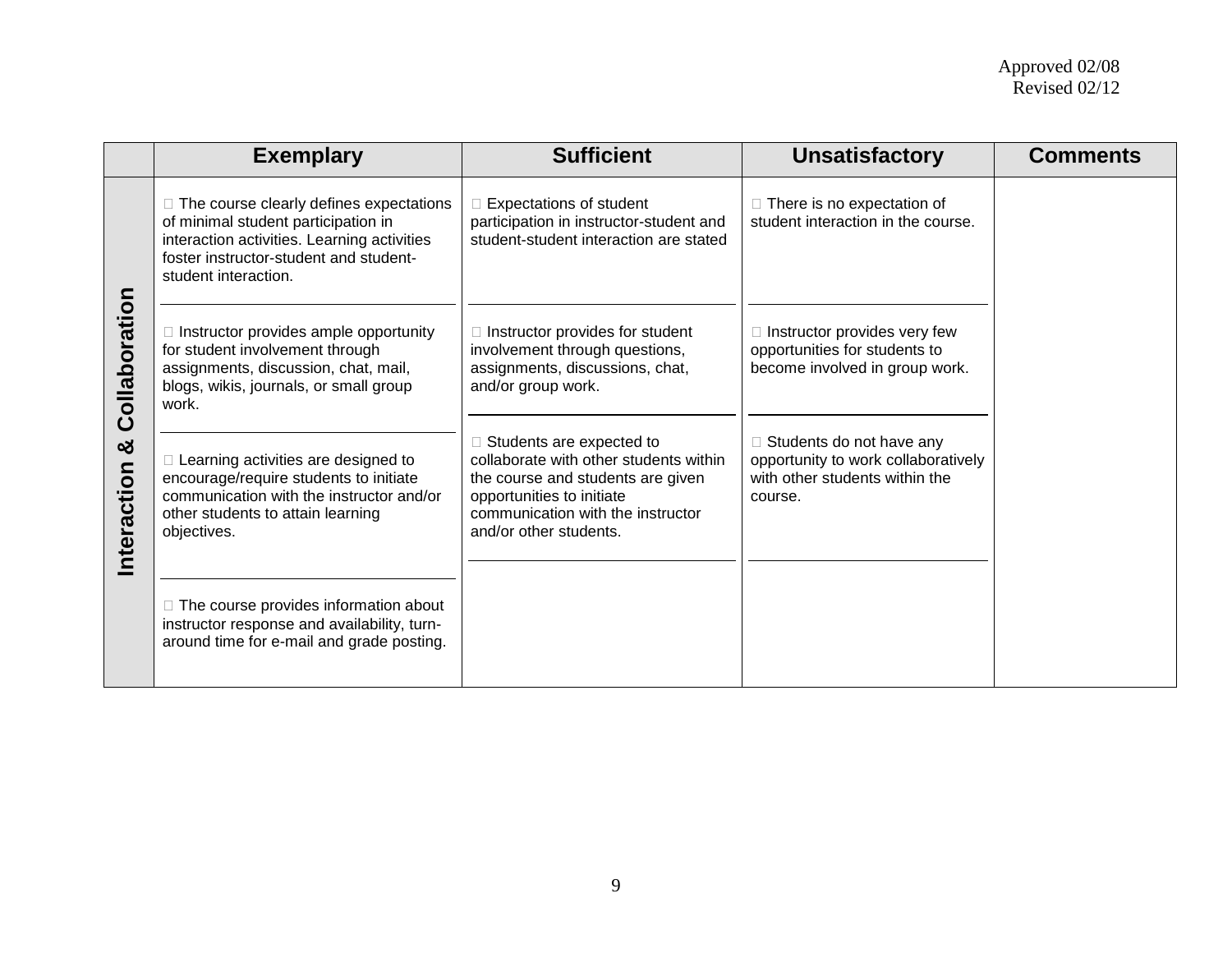Approved 02/08
Revised 02/12

| | Exemplary | Sufficient | Unsatisfactory | Comments |
|---|---|---|---|---|
| **Interaction & Collaboration** | □ The course clearly defines expectations of minimal student participation in interaction activities. Learning activities foster instructor-student and student-student interaction. | □ Expectations of student participation in instructor-student and student-student interaction are stated | □ There is no expectation of student interaction in the course. | |
| | □ Instructor provides ample opportunity for student involvement through assignments, discussion, chat, mail, blogs, wikis, journals, or small group work. | □ Instructor provides for student involvement through questions, assignments, discussions, chat, and/or group work. | □ Instructor provides very few opportunities for students to become involved in group work. | |
| | □ Learning activities are designed to encourage/require students to initiate communication with the instructor and/or other students to attain learning objectives. | □ Students are expected to collaborate with other students within the course and students are given opportunities to initiate communication with the instructor and/or other students. | □ Students do not have any opportunity to work collaboratively with other students within the course. | |
| | □ The course provides information about instructor response and availability, turn-around time for e-mail and grade posting. | | | |